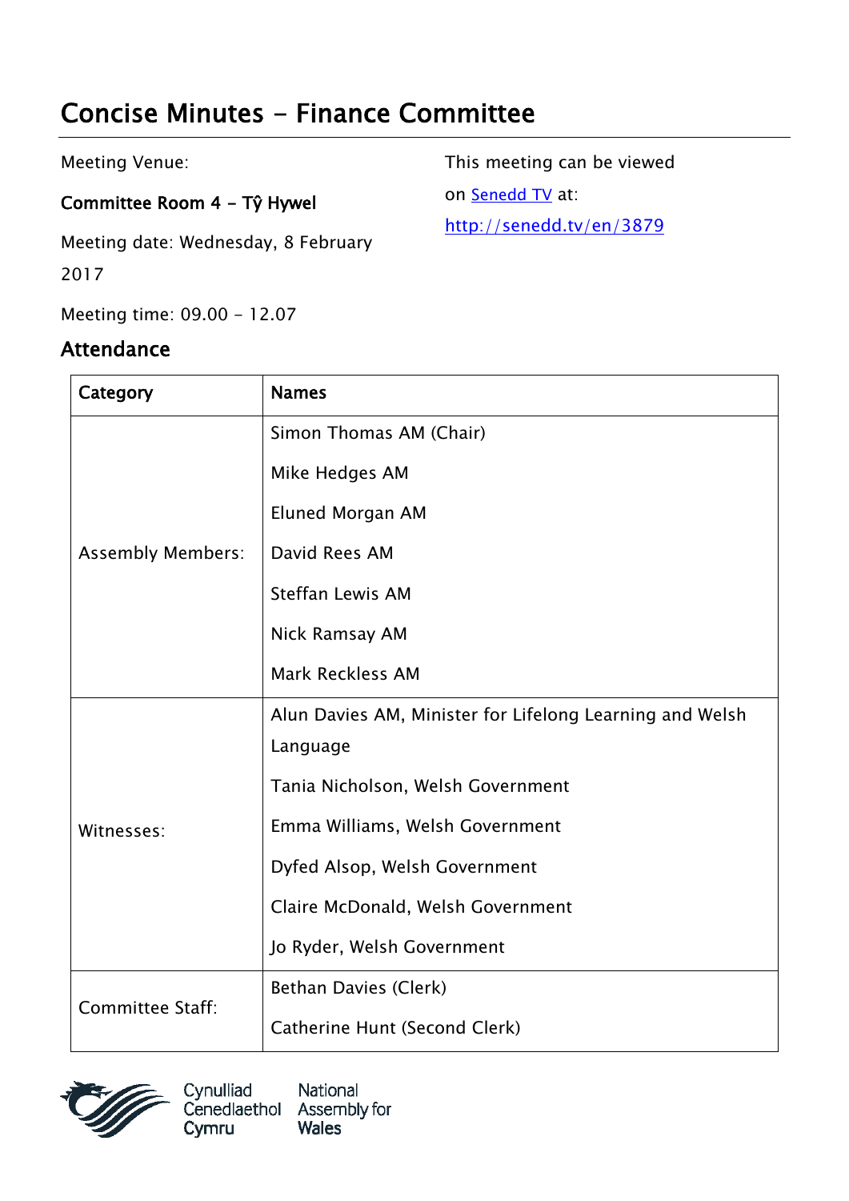# Concise Minutes - Finance Committee

Meeting Venue:

**Committee Room 4 - Tŷ Hywel**

Meeting date: Wednesday, 8 February 2017

Meeting time: 09.00 - 12.07

This meeting can be viewed on [Senedd TV](http://senedd.tv/en/3879) at:
http://senedd.tv/en/3879

## Attendance

| Category | Names |
|---|---|
| Assembly Members: | Simon Thomas AM (Chair)<br>Mike Hedges AM<br>Eluned Morgan AM<br>David Rees AM<br>Steffan Lewis AM<br>Nick Ramsay AM<br>Mark Reckless AM |
| Witnesses: | Alun Davies AM, Minister for Lifelong Learning and Welsh Language<br>Tania Nicholson, Welsh Government<br>Emma Williams, Welsh Government<br>Dyfed Alsop, Welsh Government<br>Claire McDonald, Welsh Government<br>Jo Ryder, Welsh Government |
| Committee Staff: | Bethan Davies (Clerk)<br>Catherine Hunt (Second Clerk) |

Cynulliad Cenedlaethol Cymru National Assembly for Wales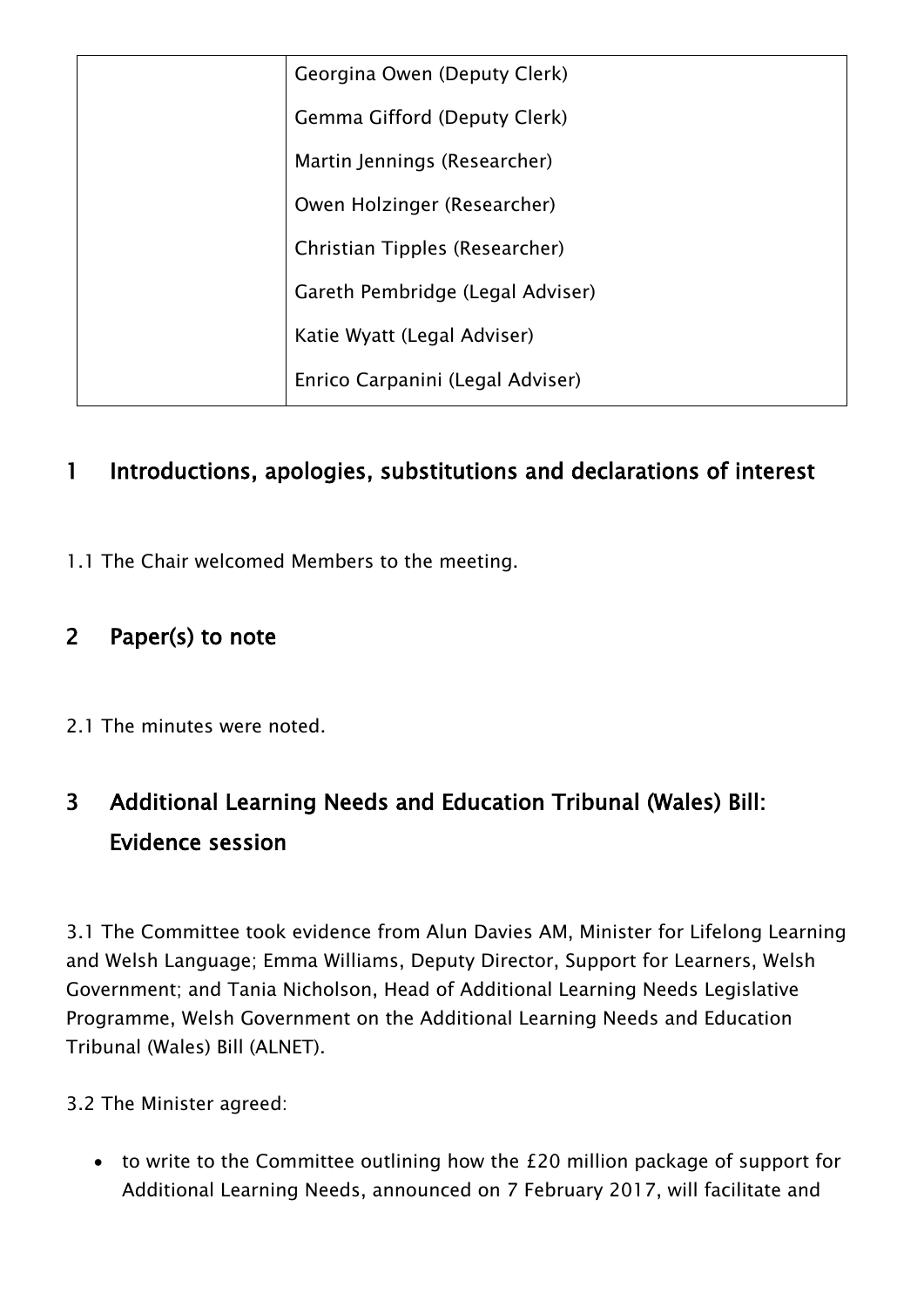| | |
|---|---|
| | Georgina Owen (Deputy Clerk) |
| | Gemma Gifford (Deputy Clerk) |
| | Martin Jennings (Researcher) |
| | Owen Holzinger (Researcher) |
| | Christian Tipples (Researcher) |
| | Gareth Pembridge (Legal Adviser) |
| | Katie Wyatt (Legal Adviser) |
| | Enrico Carpanini (Legal Adviser) |

## 1 Introductions, apologies, substitutions and declarations of interest

1.1 The Chair welcomed Members to the meeting.

## 2 Paper(s) to note

2.1 The minutes were noted.

## 3 Additional Learning Needs and Education Tribunal (Wales) Bill: Evidence session

3.1 The Committee took evidence from Alun Davies AM, Minister for Lifelong Learning and Welsh Language; Emma Williams, Deputy Director, Support for Learners, Welsh Government; and Tania Nicholson, Head of Additional Learning Needs Legislative Programme, Welsh Government on the Additional Learning Needs and Education Tribunal (Wales) Bill (ALNET).

3.2 The Minister agreed:

- to write to the Committee outlining how the £20 million package of support for Additional Learning Needs, announced on 7 February 2017, will facilitate and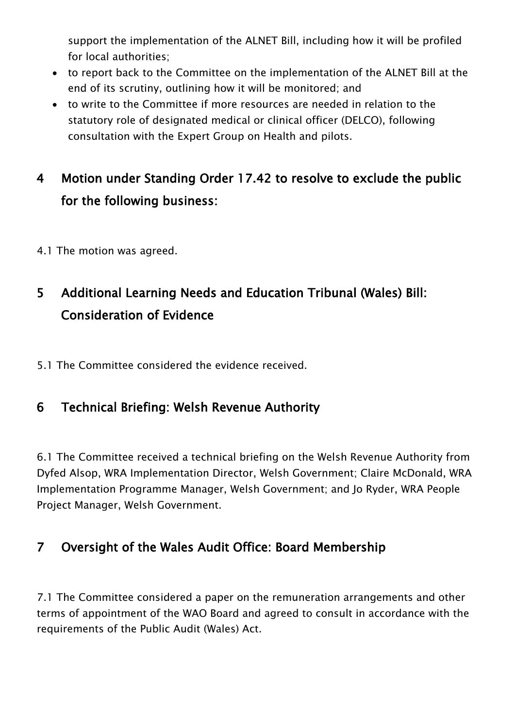support the implementation of the ALNET Bill, including how it will be profiled for local authorities;

- to report back to the Committee on the implementation of the ALNET Bill at the end of its scrutiny, outlining how it will be monitored; and
- to write to the Committee if more resources are needed in relation to the statutory role of designated medical or clinical officer (DELCO), following consultation with the Expert Group on Health and pilots.

## 4 Motion under Standing Order 17.42 to resolve to exclude the public for the following business:

4.1 The motion was agreed.

## 5 Additional Learning Needs and Education Tribunal (Wales) Bill: Consideration of Evidence

5.1 The Committee considered the evidence received.

## 6 Technical Briefing: Welsh Revenue Authority

6.1 The Committee received a technical briefing on the Welsh Revenue Authority from Dyfed Alsop, WRA Implementation Director, Welsh Government; Claire McDonald, WRA Implementation Programme Manager, Welsh Government; and Jo Ryder, WRA People Project Manager, Welsh Government.

## 7 Oversight of the Wales Audit Office: Board Membership

7.1 The Committee considered a paper on the remuneration arrangements and other terms of appointment of the WAO Board and agreed to consult in accordance with the requirements of the Public Audit (Wales) Act.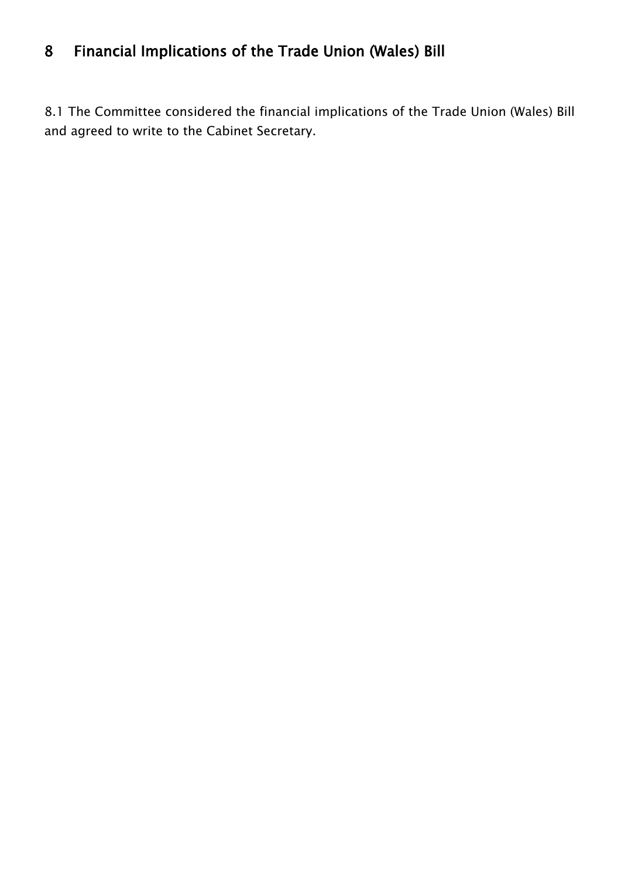## 8 Financial Implications of the Trade Union (Wales) Bill

8.1 The Committee considered the financial implications of the Trade Union (Wales) Bill and agreed to write to the Cabinet Secretary.